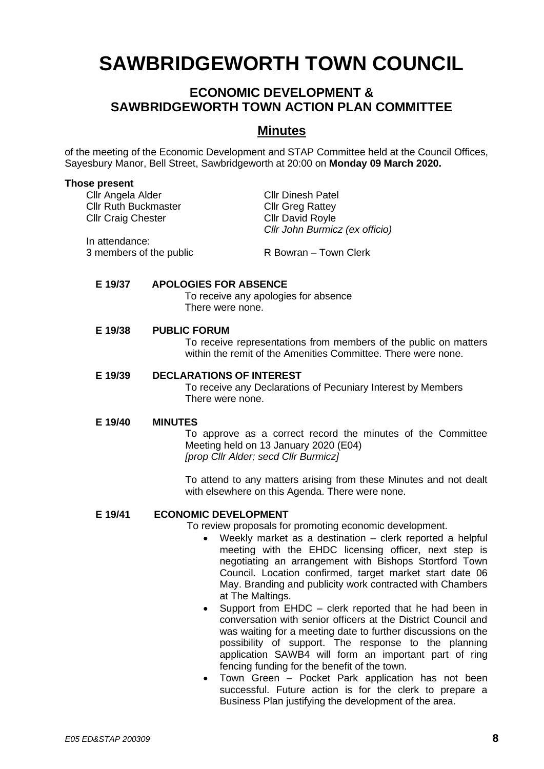# SAWBRIDGEWORTH TOWN COUNCIL

## ECONOMIC DEVELOPMENT & SAWBRIDGEWORTH TOWN ACTION PLAN COMMITTEE

## Minutes

of the meeting of the Economic Development and STAP Committee held at the Council Offices, Sayesbury Manor, Bell Street, Sawbridgeworth at 20:00 on **Monday 09 March 2020.**

**Those present**

Cllr Angela Alder
Cllr Ruth Buckmaster
Cllr Craig Chester
Cllr Dinesh Patel
Cllr Greg Rattey
Cllr David Royle
*Cllr John Burmicz (ex officio)*

In attendance:
3 members of the public
R Bowran – Town Clerk

**E 19/37 APOLOGIES FOR ABSENCE**

To receive any apologies for absence
There were none.

**E 19/38 PUBLIC FORUM**

To receive representations from members of the public on matters within the remit of the Amenities Committee. There were none.

**E 19/39 DECLARATIONS OF INTEREST**

To receive any Declarations of Pecuniary Interest by Members
There were none.

**E 19/40 MINUTES**

To approve as a correct record the minutes of the Committee Meeting held on 13 January 2020 (E04)
*[prop Cllr Alder; secd Cllr Burmicz]*

To attend to any matters arising from these Minutes and not dealt with elsewhere on this Agenda. There were none.

**E 19/41 ECONOMIC DEVELOPMENT**

To review proposals for promoting economic development.

- Weekly market as a destination – clerk reported a helpful meeting with the EHDC licensing officer, next step is negotiating an arrangement with Bishops Stortford Town Council. Location confirmed, target market start date 06 May. Branding and publicity work contracted with Chambers at The Maltings.
- Support from EHDC – clerk reported that he had been in conversation with senior officers at the District Council and was waiting for a meeting date to further discussions on the possibility of support. The response to the planning application SAWB4 will form an important part of ring fencing funding for the benefit of the town.
- Town Green – Pocket Park application has not been successful. Future action is for the clerk to prepare a Business Plan justifying the development of the area.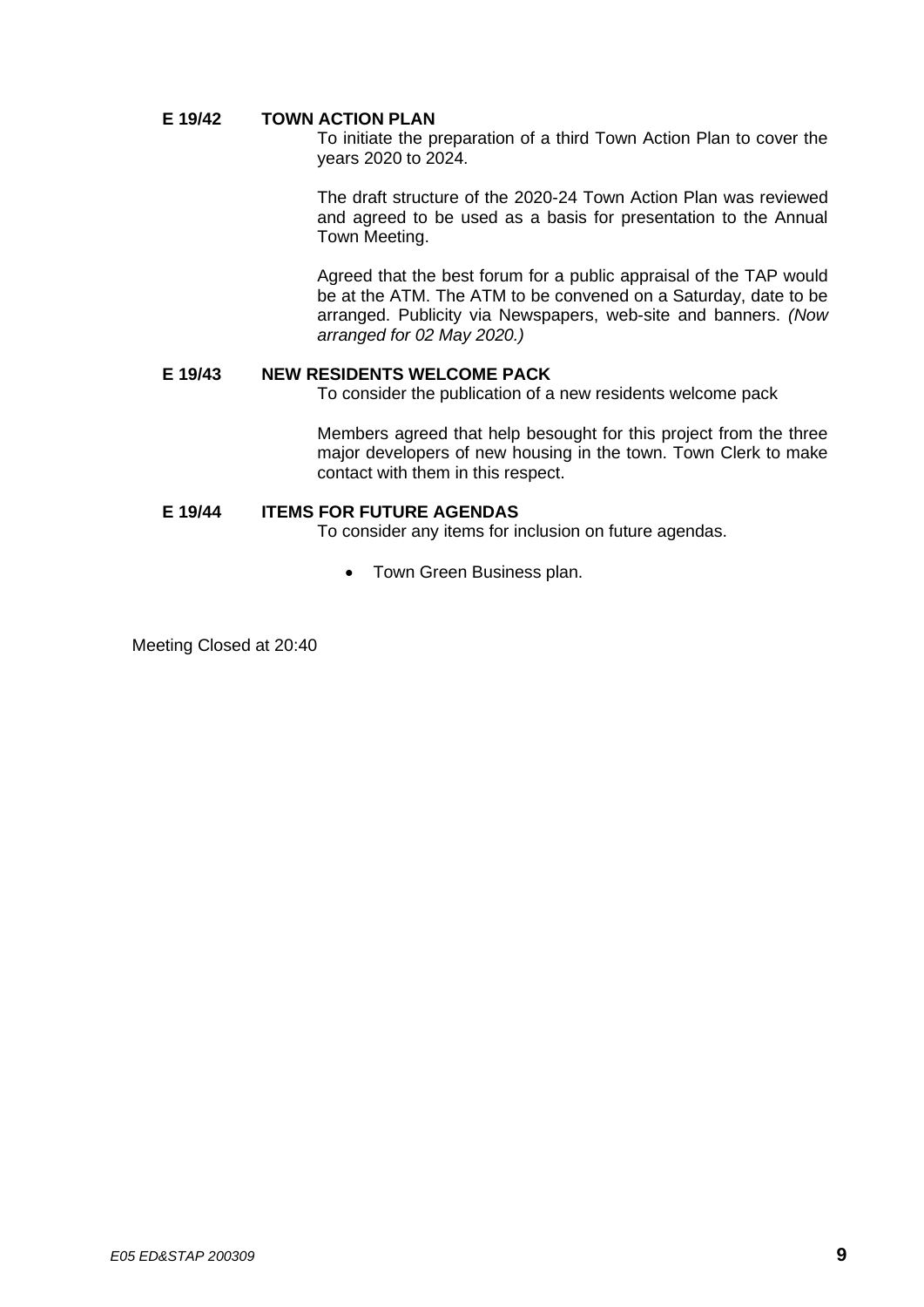**E 19/42 TOWN ACTION PLAN**

To initiate the preparation of a third Town Action Plan to cover the years 2020 to 2024.

The draft structure of the 2020-24 Town Action Plan was reviewed and agreed to be used as a basis for presentation to the Annual Town Meeting.

Agreed that the best forum for a public appraisal of the TAP would be at the ATM. The ATM to be convened on a Saturday, date to be arranged. Publicity via Newspapers, web-site and banners. *(Now arranged for 02 May 2020.)*

**E 19/43 NEW RESIDENTS WELCOME PACK**

To consider the publication of a new residents welcome pack

Members agreed that help besought for this project from the three major developers of new housing in the town. Town Clerk to make contact with them in this respect.

**E 19/44 ITEMS FOR FUTURE AGENDAS**

To consider any items for inclusion on future agendas.

- Town Green Business plan.

Meeting Closed at 20:40